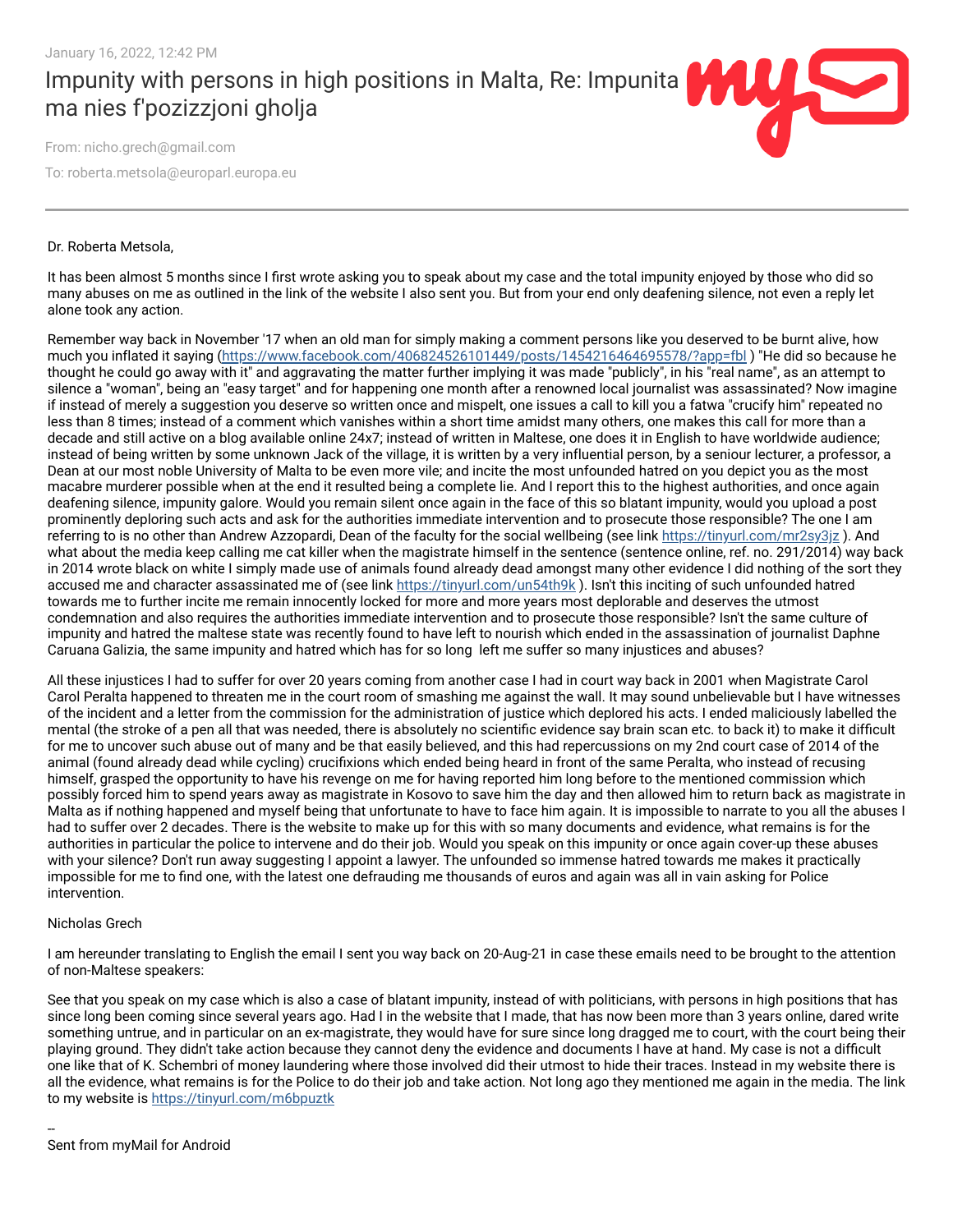January 16, 2022, 12:42 PM

# Impunity with persons in high positions in Malta, Re: Impunita ma nies f'pozizzjoni gholja

From: nicho.grech@gmail.com

To: roberta.metsola@europarl.europa.eu

---

Dr. Roberta Metsola,

It has been almost 5 months since I first wrote asking you to speak about my case and the total impunity enjoyed by those who did so many abuses on me as outlined in the link of the website I also sent you. But from your end only deafening silence, not even a reply let alone took any action.

Remember way back in November '17 when an old man for simply making a comment persons like you deserved to be burnt alive, how much you inflated it saying (https://www.facebook.com/406824526101449/posts/1454216464695578/?app=fbl ) "He did so because he thought he could go away with it" and aggravating the matter further implying it was made "publicly", in his "real name", as an attempt to silence a "woman", being an "easy target" and for happening one month after a renowned local journalist was assassinated? Now imagine if instead of merely a suggestion you deserve so written once and mispelt, one issues a call to kill you a fatwa "crucify him" repeated no less than 8 times; instead of a comment which vanishes within a short time amidst many others, one makes this call for more than a decade and still active on a blog available online 24x7; instead of written in Maltese, one does it in English to have worldwide audience; instead of being written by some unknown Jack of the village, it is written by a very influential person, by a seniour lecturer, a professor, a Dean at our most noble University of Malta to be even more vile; and incite the most unfounded hatred on you depict you as the most macabre murderer possible when at the end it resulted being a complete lie. And I report this to the highest authorities, and once again deafening silence, impunity galore. Would you remain silent once again in the face of this so blatant impunity, would you upload a post prominently deploring such acts and ask for the authorities immediate intervention and to prosecute those responsible? The one I am referring to is no other than Andrew Azzopardi, Dean of the faculty for the social wellbeing (see link https://tinyurl.com/mr2sy3jz ). And what about the media keep calling me cat killer when the magistrate himself in the sentence (sentence online, ref. no. 291/2014) way back in 2014 wrote black on white I simply made use of animals found already dead amongst many other evidence I did nothing of the sort they accused me and character assassinated me of (see link https://tinyurl.com/un54th9k ). Isn't this inciting of such unfounded hatred towards me to further incite me remain innocently locked for more and more years most deplorable and deserves the utmost condemnation and also requires the authorities immediate intervention and to prosecute those responsible? Isn't the same culture of impunity and hatred the maltese state was recently found to have left to nourish which ended in the assassination of journalist Daphne Caruana Galizia, the same impunity and hatred which has for so long left me suffer so many injustices and abuses?

All these injustices I had to suffer for over 20 years coming from another case I had in court way back in 2001 when Magistrate Carol Carol Peralta happened to threaten me in the court room of smashing me against the wall. It may sound unbelievable but I have witnesses of the incident and a letter from the commission for the administration of justice which deplored his acts. I ended maliciously labelled the mental (the stroke of a pen all that was needed, there is absolutely no scientific evidence say brain scan etc. to back it) to make it difficult for me to uncover such abuse out of many and be that easily believed, and this had repercussions on my 2nd court case of 2014 of the animal (found already dead while cycling) crucifixions which ended being heard in front of the same Peralta, who instead of recusing himself, grasped the opportunity to have his revenge on me for having reported him long before to the mentioned commission which possibly forced him to spend years away as magistrate in Kosovo to save him the day and then allowed him to return back as magistrate in Malta as if nothing happened and myself being that unfortunate to have to face him again. It is impossible for me to narrate to you all the abuses I had to suffer over 2 decades. There is the website to make up for this with so many documents and evidence, what remains is for the authorities in particular the police to intervene and do their job. Would you speak on this impunity or once again cover-up these abuses with your silence? Don't run away suggesting I appoint a lawyer. The unfounded so immense hatred towards me makes it practically impossible for me to find one, with the latest one defrauding me thousands of euros and again was all in vain asking for Police intervention.

Nicholas Grech

I am hereunder translating to English the email I sent you way back on 20-Aug-21 in case these emails need to be brought to the attention of non-Maltese speakers:

See that you speak on my case which is also a case of blatant impunity, instead of with politicians, with persons in high positions that has since long been coming since several years ago. Had I in the website that I made, that has now been more than 3 years online, dared write something untrue, and in particular on an ex-magistrate, they would have for sure since long dragged me to court, with the court being their playing ground. They didn't take action because they cannot deny the evidence and documents I have at hand. My case is not a difficult one like that of K. Schembri of money laundering where those involved did their utmost to hide their traces. Instead in my website there is all the evidence, what remains is for the Police to do their job and take action. Not long ago they mentioned me again in the media. The link to my website is https://tinyurl.com/m6bpuztk

--
Sent from myMail for Android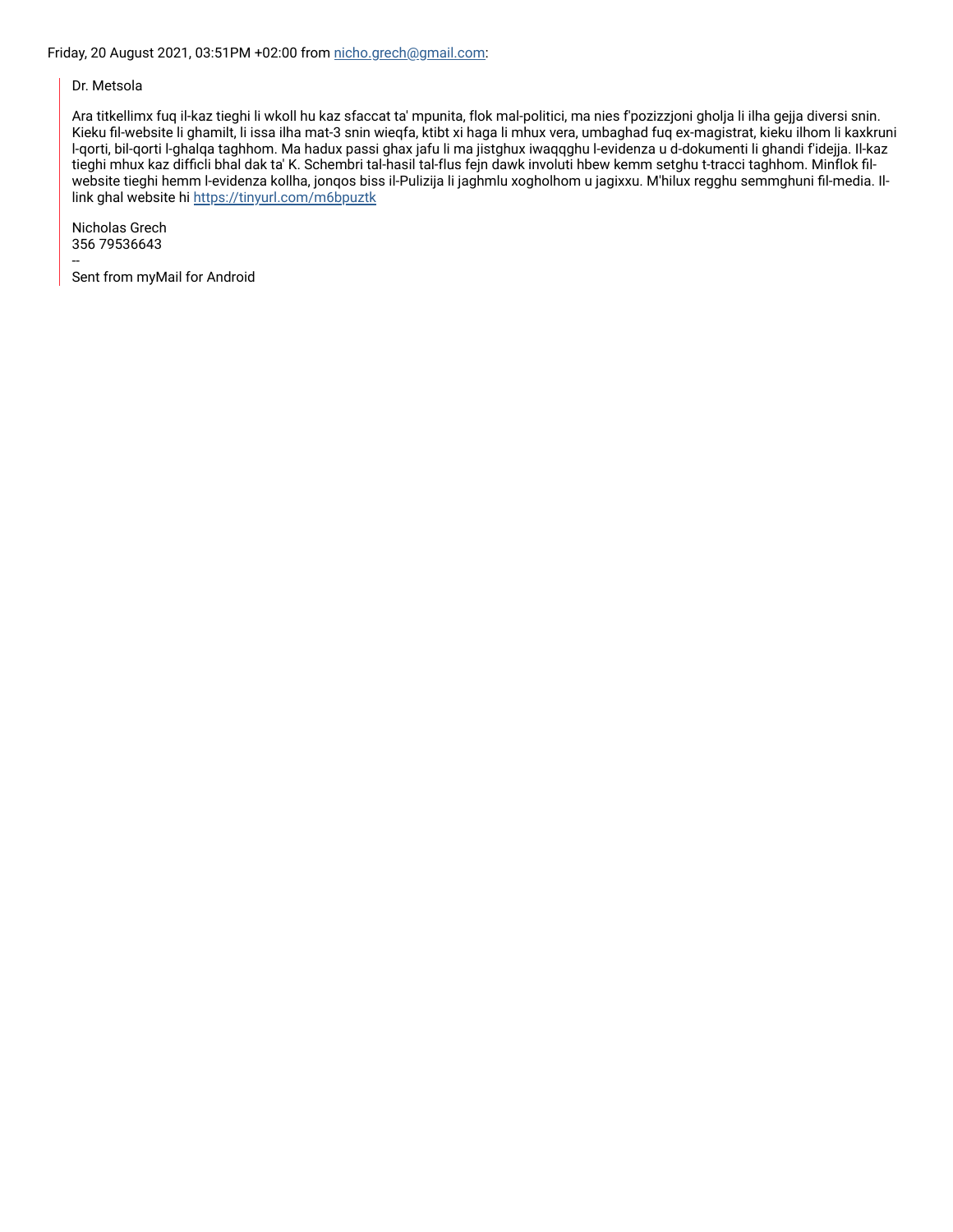Friday, 20 August 2021, 03:51PM +02:00 from nicho.grech@gmail.com:

> Dr. Metsola
>
> Ara titkellimx fuq il-kaz tieghi li wkoll hu kaz sfaccat ta' mpunita, flok mal-politici, ma nies f'pozizzjoni gholja li ilha gejja diversi snin. Kieku fil-website li ghamilt, li issa ilha mat-3 snin wieqfa, ktibt xi haga li mhux vera, umbaghad fuq ex-magistrat, kieku ilhom li kaxkruni l-qorti, bil-qorti l-ghalqa taghhom. Ma hadux passi ghax jafu li ma jistghux iwaqqghu l-evidenza u d-dokumenti li ghandi f'idejja. Il-kaz tieghi mhux kaz difficli bhal dak ta' K. Schembri tal-hasil tal-flus fejn dawk involuti hbew kemm setghu t-tracci taghhom. Minflok fil-website tieghi hemm l-evidenza kollha, jonqos biss il-Pulizija li jaghmlu xogholhom u jagixxu. M'hilux regghu semmghuni fil-media. Il-link ghal website hi https://tinyurl.com/m6bpuztk
>
> Nicholas Grech
> 356 79536643
> --
> Sent from myMail for Android